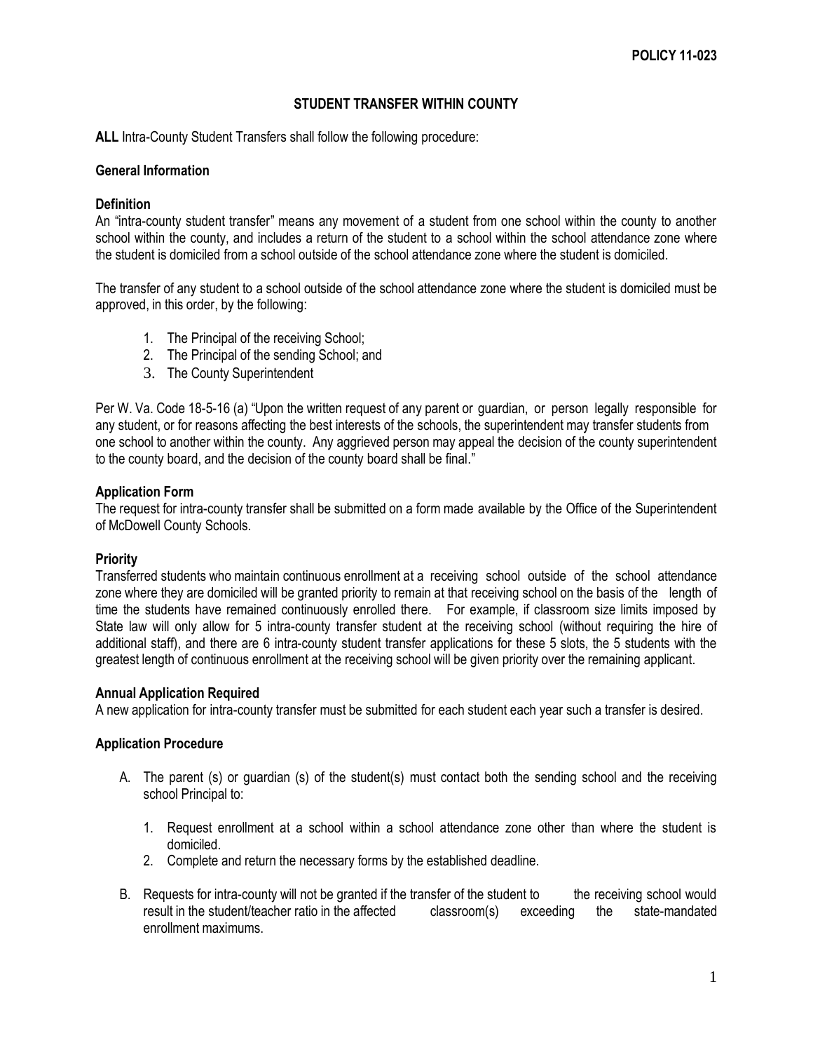POLICY 11-023

# STUDENT TRANSFER WITHIN COUNTY

**ALL** Intra-County Student Transfers shall follow the following procedure:

## General Information

### Definition

An "intra-county student transfer" means any movement of a student from one school within the county to another school within the county, and includes a return of the student to a school within the school attendance zone where the student is domiciled from a school outside of the school attendance zone where the student is domiciled.

The transfer of any student to a school outside of the school attendance zone where the student is domiciled must be approved, in this order, by the following:

1. The Principal of the receiving School;
2. The Principal of the sending School; and
3. The County Superintendent

Per W. Va. Code 18-5-16 (a) "Upon the written request of any parent or guardian, or person legally responsible for any student, or for reasons affecting the best interests of the schools, the superintendent may transfer students from one school to another within the county. Any aggrieved person may appeal the decision of the county superintendent to the county board, and the decision of the county board shall be final."

### Application Form

The request for intra-county transfer shall be submitted on a form made available by the Office of the Superintendent of McDowell County Schools.

### Priority

Transferred students who maintain continuous enrollment at a receiving school outside of the school attendance zone where they are domiciled will be granted priority to remain at that receiving school on the basis of the length of time the students have remained continuously enrolled there. For example, if classroom size limits imposed by State law will only allow for 5 intra-county transfer student at the receiving school (without requiring the hire of additional staff), and there are 6 intra-county student transfer applications for these 5 slots, the 5 students with the greatest length of continuous enrollment at the receiving school will be given priority over the remaining applicant.

### Annual Application Required

A new application for intra-county transfer must be submitted for each student each year such a transfer is desired.

### Application Procedure

A. The parent (s) or guardian (s) of the student(s) must contact both the sending school and the receiving school Principal to:

   1. Request enrollment at a school within a school attendance zone other than where the student is domiciled.
   2. Complete and return the necessary forms by the established deadline.

B. Requests for intra-county will not be granted if the transfer of the student to the receiving school would result in the student/teacher ratio in the affected classroom(s) exceeding the state-mandated enrollment maximums.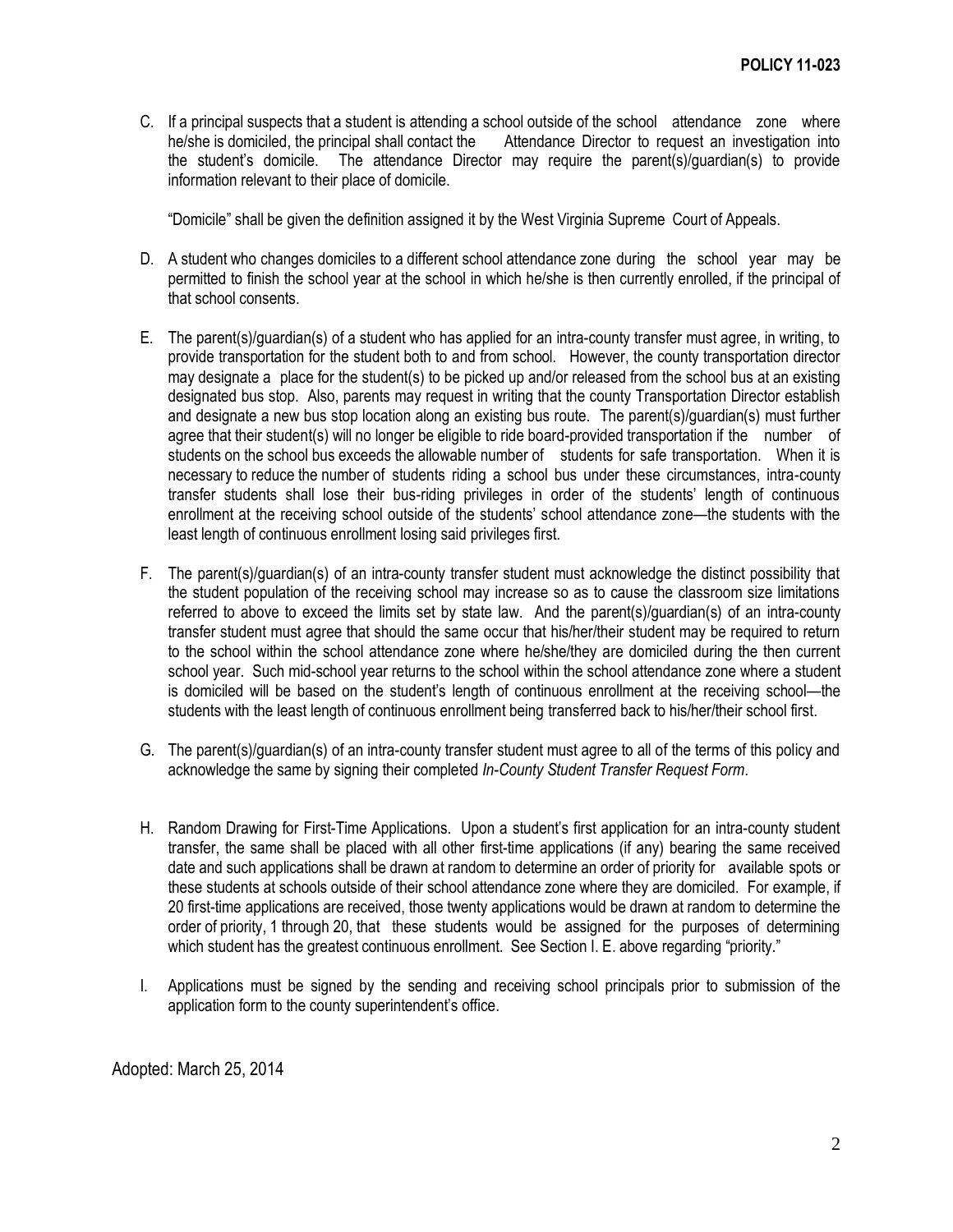C. If a principal suspects that a student is attending a school outside of the school attendance zone where he/she is domiciled, the principal shall contact the Attendance Director to request an investigation into the student's domicile. The attendance Director may require the parent(s)/guardian(s) to provide information relevant to their place of domicile.

   "Domicile" shall be given the definition assigned it by the West Virginia Supreme Court of Appeals.

D. A student who changes domiciles to a different school attendance zone during the school year may be permitted to finish the school year at the school in which he/she is then currently enrolled, if the principal of that school consents.

E. The parent(s)/guardian(s) of a student who has applied for an intra-county transfer must agree, in writing, to provide transportation for the student both to and from school. However, the county transportation director may designate a place for the student(s) to be picked up and/or released from the school bus at an existing designated bus stop. Also, parents may request in writing that the county Transportation Director establish and designate a new bus stop location along an existing bus route. The parent(s)/guardian(s) must further agree that their student(s) will no longer be eligible to ride board-provided transportation if the number of students on the school bus exceeds the allowable number of students for safe transportation. When it is necessary to reduce the number of students riding a school bus under these circumstances, intra-county transfer students shall lose their bus-riding privileges in order of the students' length of continuous enrollment at the receiving school outside of the students' school attendance zone—the students with the least length of continuous enrollment losing said privileges first.

F. The parent(s)/guardian(s) of an intra-county transfer student must acknowledge the distinct possibility that the student population of the receiving school may increase so as to cause the classroom size limitations referred to above to exceed the limits set by state law. And the parent(s)/guardian(s) of an intra-county transfer student must agree that should the same occur that his/her/their student may be required to return to the school within the school attendance zone where he/she/they are domiciled during the then current school year. Such mid-school year returns to the school within the school attendance zone where a student is domiciled will be based on the student's length of continuous enrollment at the receiving school—the students with the least length of continuous enrollment being transferred back to his/her/their school first.

G. The parent(s)/guardian(s) of an intra-county transfer student must agree to all of the terms of this policy and acknowledge the same by signing their completed *In-County Student Transfer Request Form*.

H. Random Drawing for First-Time Applications. Upon a student's first application for an intra-county student transfer, the same shall be placed with all other first-time applications (if any) bearing the same received date and such applications shall be drawn at random to determine an order of priority for available spots or these students at schools outside of their school attendance zone where they are domiciled. For example, if 20 first-time applications are received, those twenty applications would be drawn at random to determine the order of priority, 1 through 20, that these students would be assigned for the purposes of determining which student has the greatest continuous enrollment. See Section I. E. above regarding "priority."

I. Applications must be signed by the sending and receiving school principals prior to submission of the application form to the county superintendent's office.

Adopted: March 25, 2014